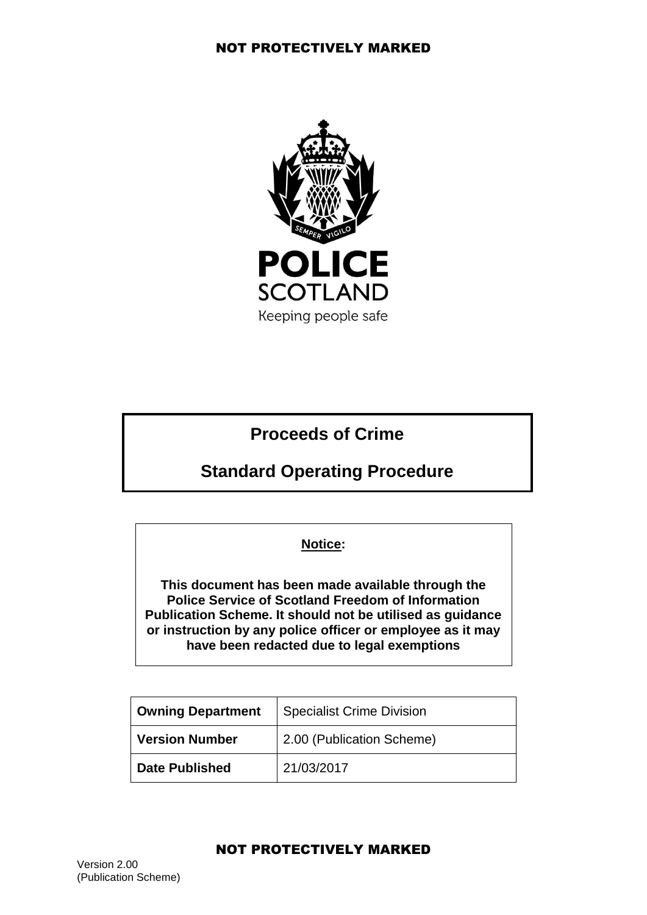POLICE SCOTLAND

Keeping people safe

# Proceeds of Crime

# Standard Operating Procedure

**Notice:**

**This document has been made available through the Police Service of Scotland Freedom of Information Publication Scheme. It should not be utilised as guidance or instruction by any police officer or employee as it may have been redacted due to legal exemptions**

| **Owning Department** | Specialist Crime Division |
|---|---|
| **Version Number** | 2.00 (Publication Scheme) |
| **Date Published** | 21/03/2017 |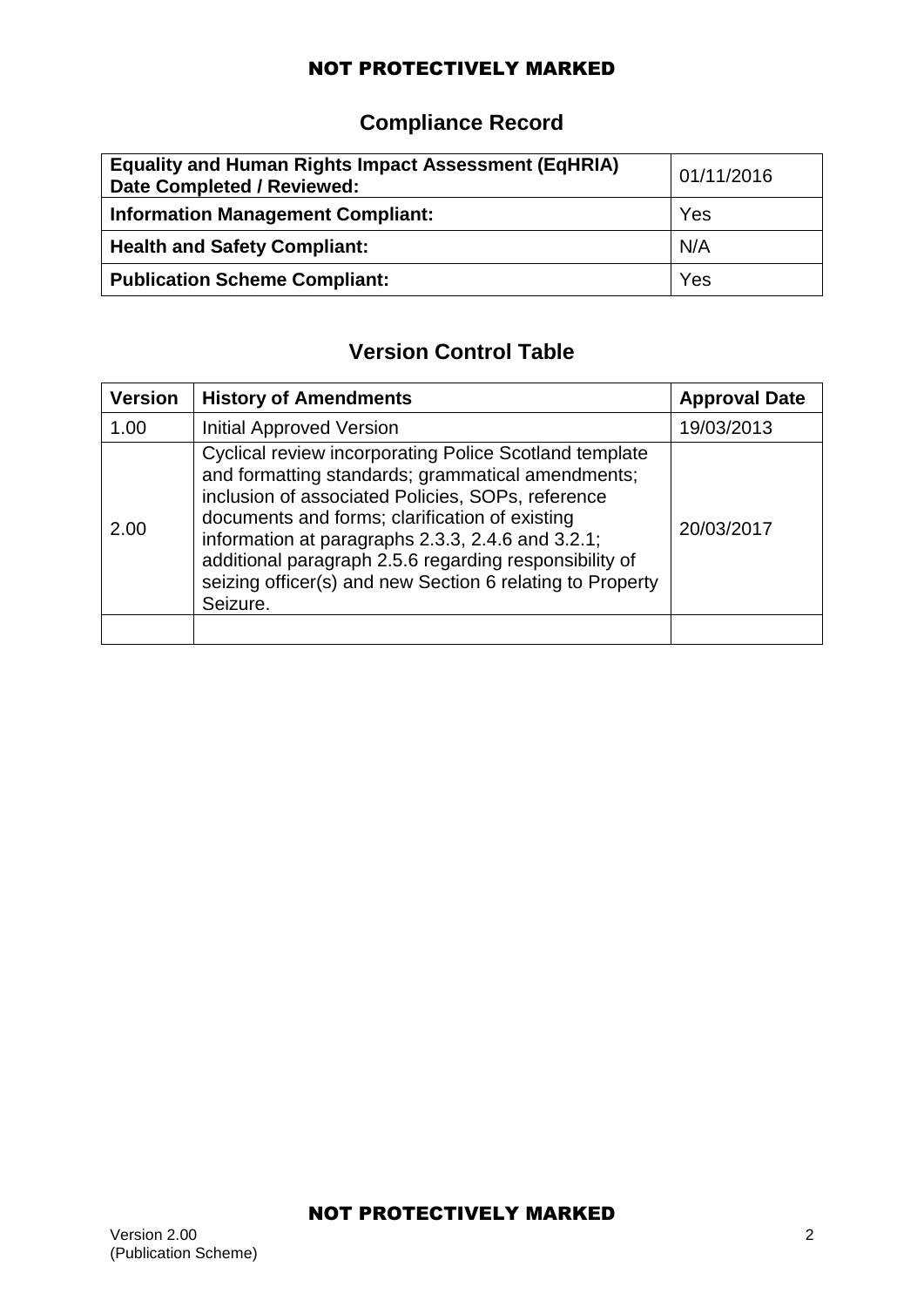## Compliance Record

| | |
|---|---|
| **Equality and Human Rights Impact Assessment (EqHRIA) Date Completed / Reviewed:** | 01/11/2016 |
| **Information Management Compliant:** | Yes |
| **Health and Safety Compliant:** | N/A |
| **Publication Scheme Compliant:** | Yes |

## Version Control Table

| Version | History of Amendments | Approval Date |
|---|---|---|
| 1.00 | Initial Approved Version | 19/03/2013 |
| 2.00 | Cyclical review incorporating Police Scotland template and formatting standards; grammatical amendments; inclusion of associated Policies, SOPs, reference documents and forms; clarification of existing information at paragraphs 2.3.3, 2.4.6 and 3.2.1; additional paragraph 2.5.6 regarding responsibility of seizing officer(s) and new Section 6 relating to Property Seizure. | 20/03/2017 |
| | | |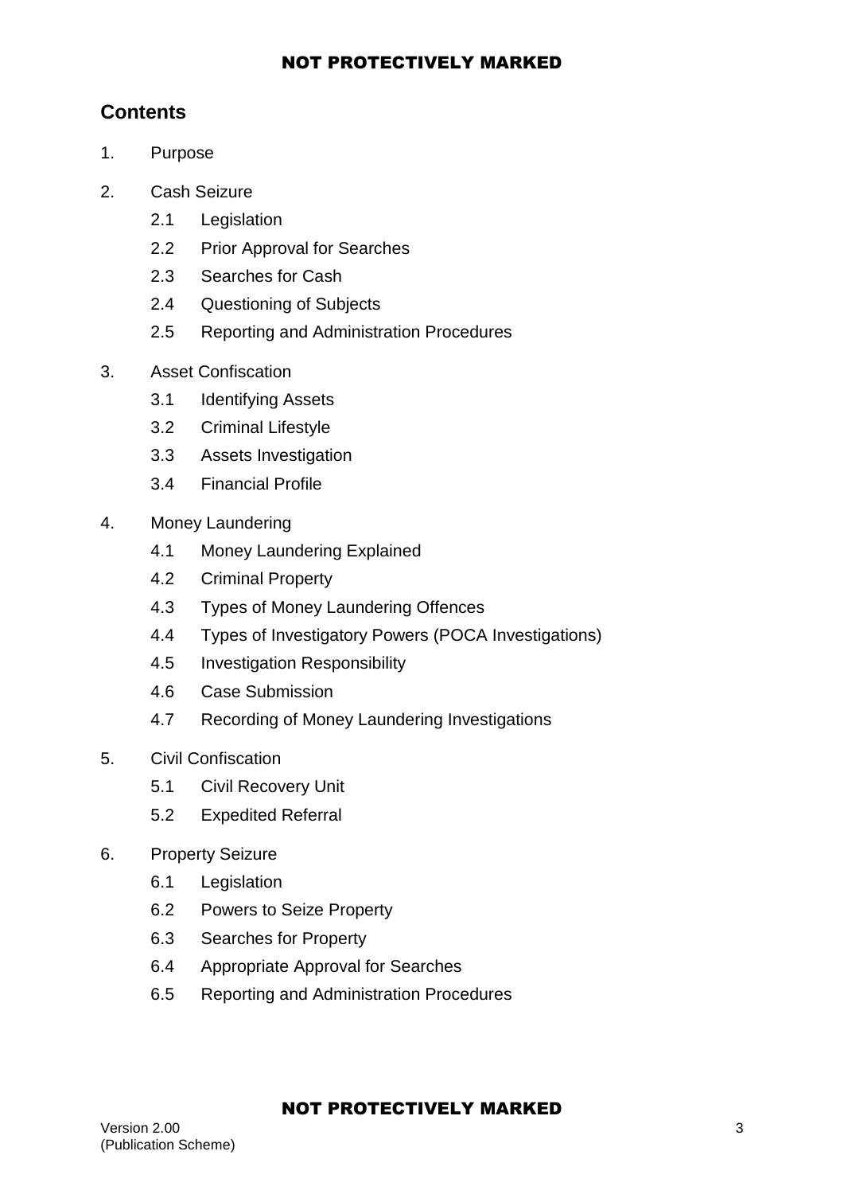## Contents

1. Purpose

2. Cash Seizure
   - 2.1 Legislation
   - 2.2 Prior Approval for Searches
   - 2.3 Searches for Cash
   - 2.4 Questioning of Subjects
   - 2.5 Reporting and Administration Procedures

3. Asset Confiscation
   - 3.1 Identifying Assets
   - 3.2 Criminal Lifestyle
   - 3.3 Assets Investigation
   - 3.4 Financial Profile

4. Money Laundering
   - 4.1 Money Laundering Explained
   - 4.2 Criminal Property
   - 4.3 Types of Money Laundering Offences
   - 4.4 Types of Investigatory Powers (POCA Investigations)
   - 4.5 Investigation Responsibility
   - 4.6 Case Submission
   - 4.7 Recording of Money Laundering Investigations

5. Civil Confiscation
   - 5.1 Civil Recovery Unit
   - 5.2 Expedited Referral

6. Property Seizure
   - 6.1 Legislation
   - 6.2 Powers to Seize Property
   - 6.3 Searches for Property
   - 6.4 Appropriate Approval for Searches
   - 6.5 Reporting and Administration Procedures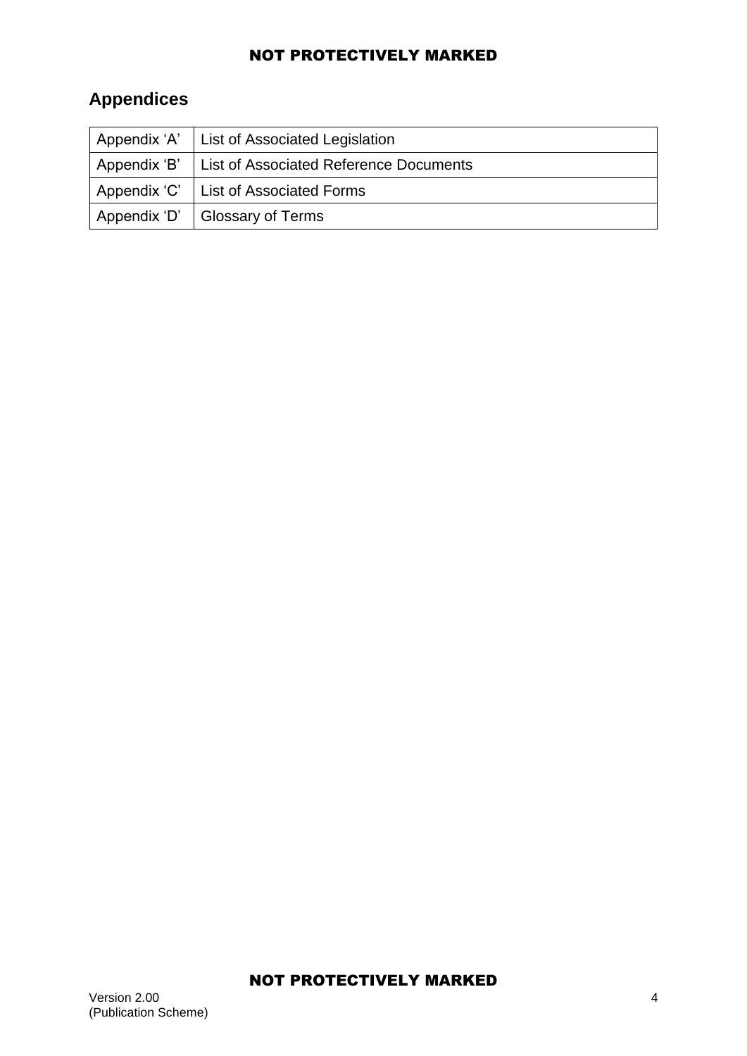## Appendices

| | |
|---|---|
| Appendix 'A' | List of Associated Legislation |
| Appendix 'B' | List of Associated Reference Documents |
| Appendix 'C' | List of Associated Forms |
| Appendix 'D' | Glossary of Terms |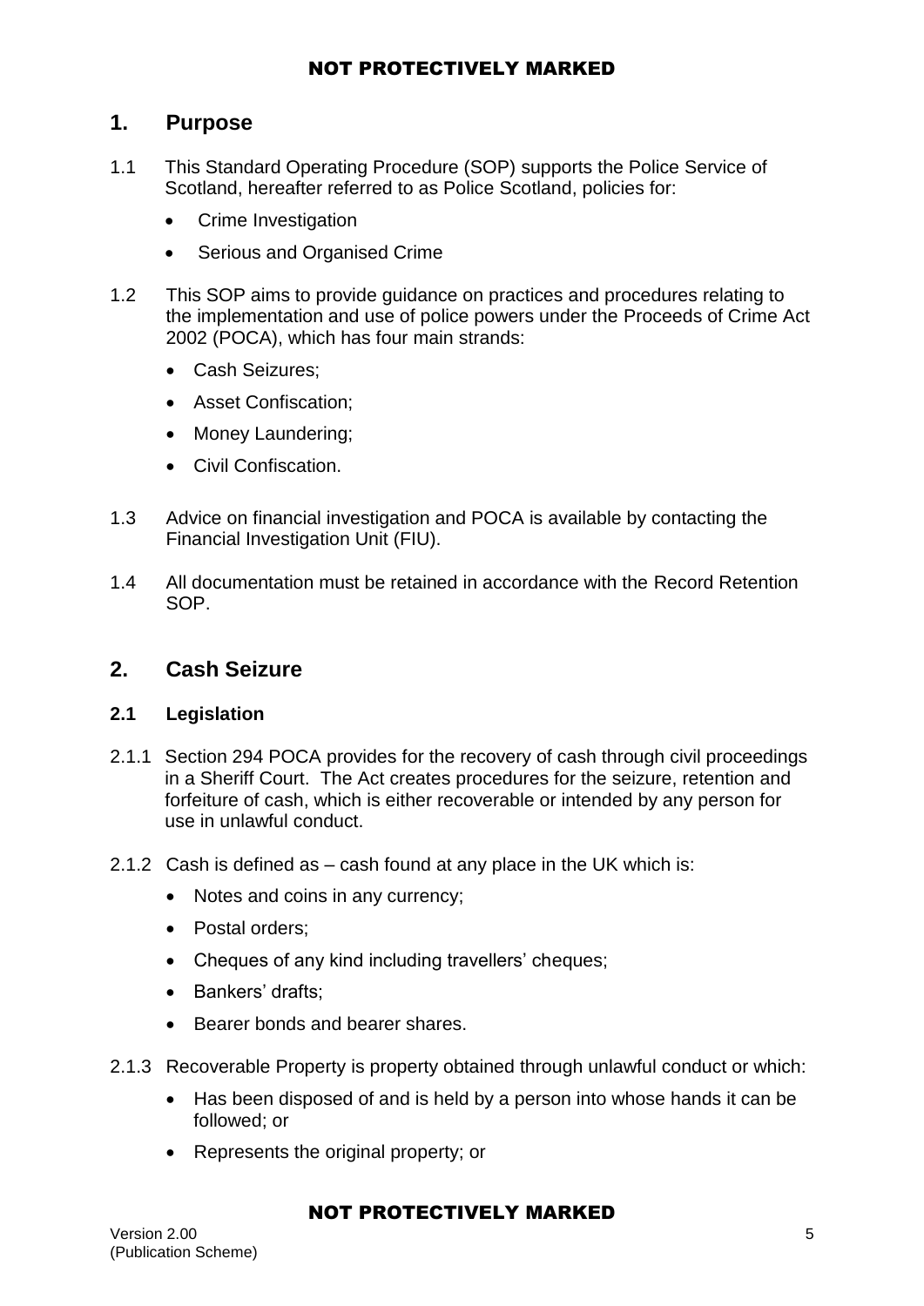## 1. Purpose

1.1 This Standard Operating Procedure (SOP) supports the Police Service of Scotland, hereafter referred to as Police Scotland, policies for:

- Crime Investigation
- Serious and Organised Crime

1.2 This SOP aims to provide guidance on practices and procedures relating to the implementation and use of police powers under the Proceeds of Crime Act 2002 (POCA), which has four main strands:

- Cash Seizures;
- Asset Confiscation;
- Money Laundering;
- Civil Confiscation.

1.3 Advice on financial investigation and POCA is available by contacting the Financial Investigation Unit (FIU).

1.4 All documentation must be retained in accordance with the Record Retention SOP.

## 2. Cash Seizure

### 2.1 Legislation

2.1.1 Section 294 POCA provides for the recovery of cash through civil proceedings in a Sheriff Court. The Act creates procedures for the seizure, retention and forfeiture of cash, which is either recoverable or intended by any person for use in unlawful conduct.

2.1.2 Cash is defined as – cash found at any place in the UK which is:

- Notes and coins in any currency;
- Postal orders;
- Cheques of any kind including travellers' cheques;
- Bankers' drafts;
- Bearer bonds and bearer shares.

2.1.3 Recoverable Property is property obtained through unlawful conduct or which:

- Has been disposed of and is held by a person into whose hands it can be followed; or
- Represents the original property; or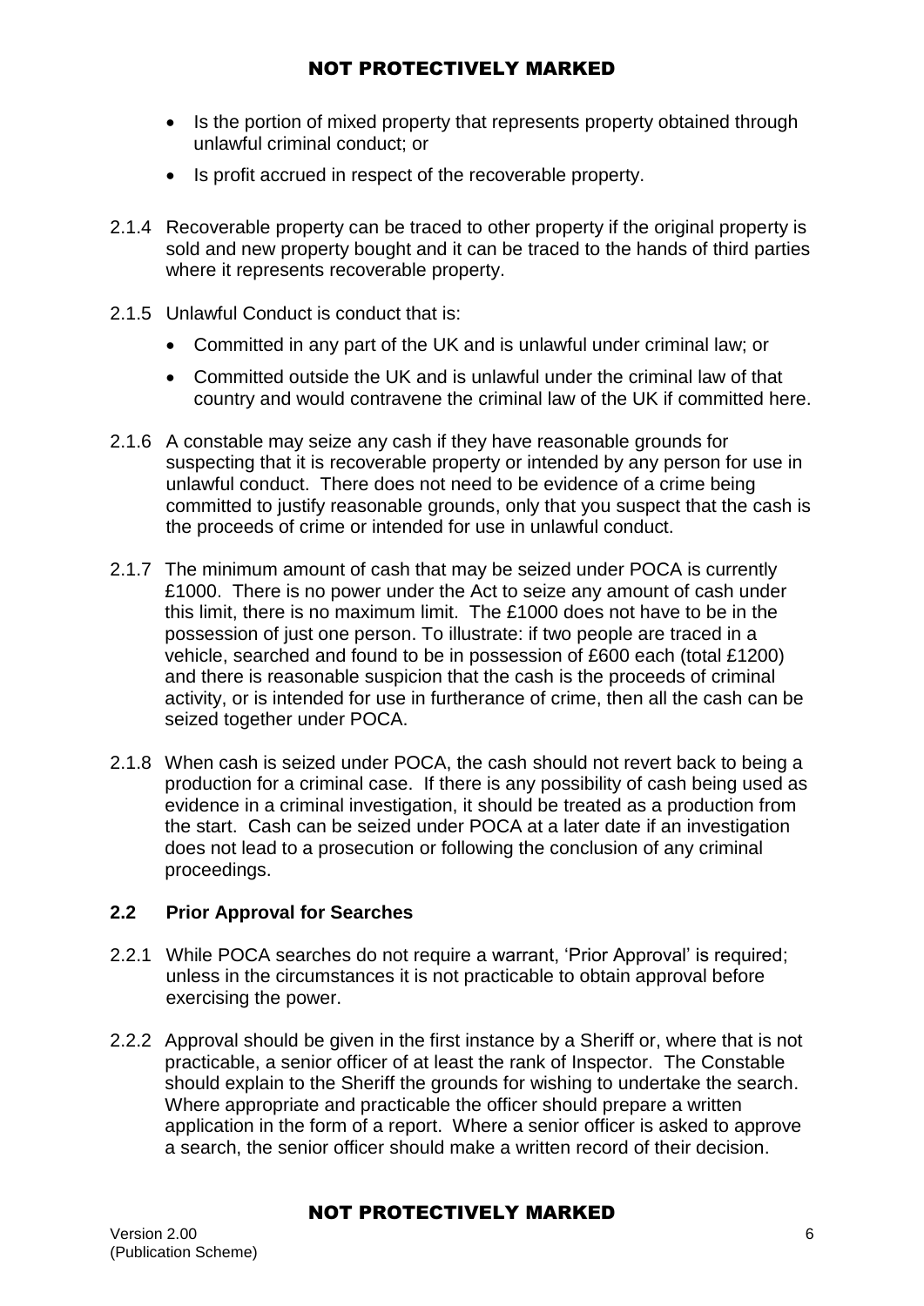- Is the portion of mixed property that represents property obtained through unlawful criminal conduct; or
- Is profit accrued in respect of the recoverable property.

2.1.4 Recoverable property can be traced to other property if the original property is sold and new property bought and it can be traced to the hands of third parties where it represents recoverable property.

2.1.5 Unlawful Conduct is conduct that is:

- Committed in any part of the UK and is unlawful under criminal law; or
- Committed outside the UK and is unlawful under the criminal law of that country and would contravene the criminal law of the UK if committed here.

2.1.6 A constable may seize any cash if they have reasonable grounds for suspecting that it is recoverable property or intended by any person for use in unlawful conduct. There does not need to be evidence of a crime being committed to justify reasonable grounds, only that you suspect that the cash is the proceeds of crime or intended for use in unlawful conduct.

2.1.7 The minimum amount of cash that may be seized under POCA is currently £1000. There is no power under the Act to seize any amount of cash under this limit, there is no maximum limit. The £1000 does not have to be in the possession of just one person. To illustrate: if two people are traced in a vehicle, searched and found to be in possession of £600 each (total £1200) and there is reasonable suspicion that the cash is the proceeds of criminal activity, or is intended for use in furtherance of crime, then all the cash can be seized together under POCA.

2.1.8 When cash is seized under POCA, the cash should not revert back to being a production for a criminal case. If there is any possibility of cash being used as evidence in a criminal investigation, it should be treated as a production from the start. Cash can be seized under POCA at a later date if an investigation does not lead to a prosecution or following the conclusion of any criminal proceedings.

## 2.2 Prior Approval for Searches

2.2.1 While POCA searches do not require a warrant, 'Prior Approval' is required; unless in the circumstances it is not practicable to obtain approval before exercising the power.

2.2.2 Approval should be given in the first instance by a Sheriff or, where that is not practicable, a senior officer of at least the rank of Inspector. The Constable should explain to the Sheriff the grounds for wishing to undertake the search. Where appropriate and practicable the officer should prepare a written application in the form of a report. Where a senior officer is asked to approve a search, the senior officer should make a written record of their decision.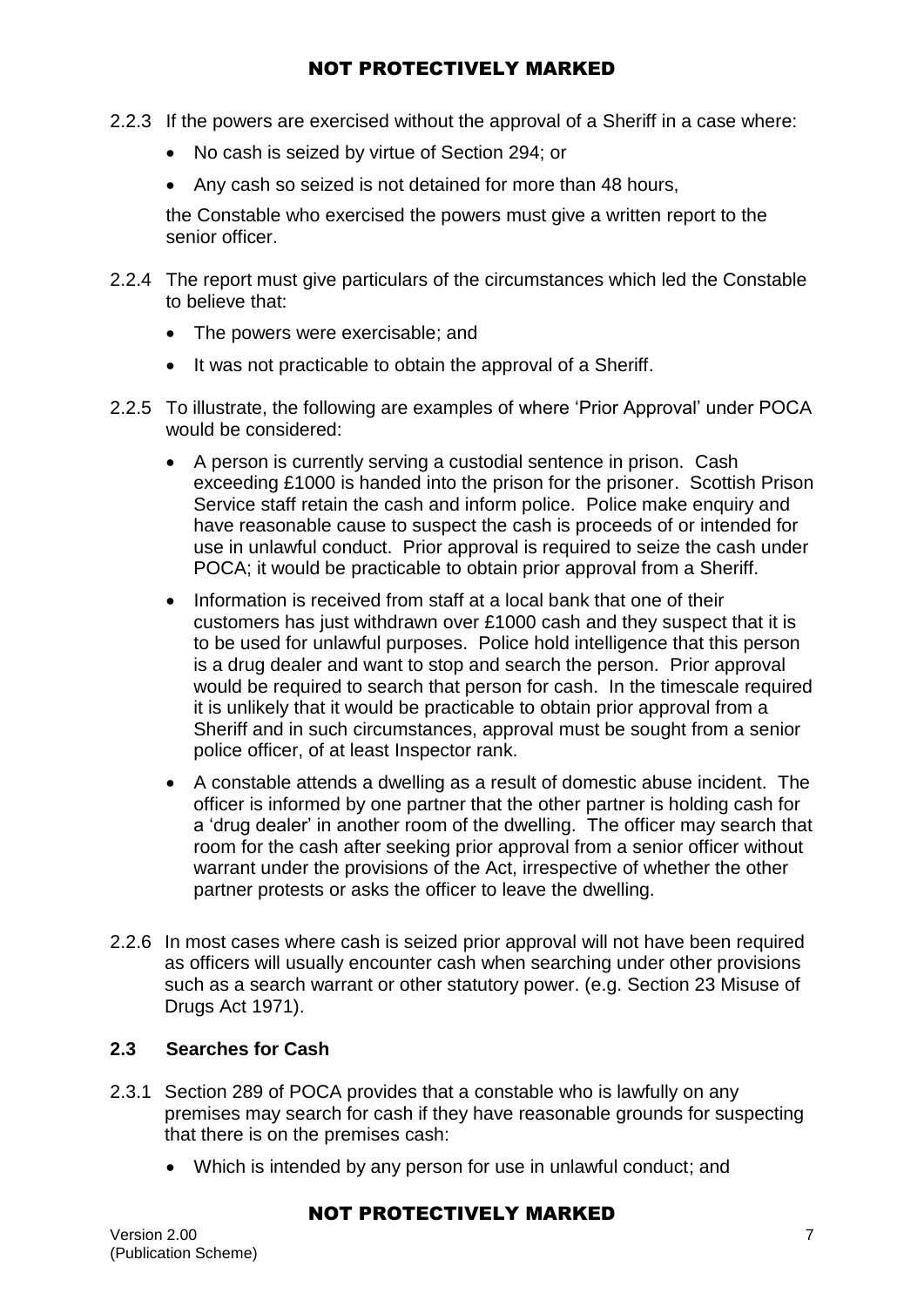2.2.3 If the powers are exercised without the approval of a Sheriff in a case where:

- No cash is seized by virtue of Section 294; or
- Any cash so seized is not detained for more than 48 hours,

the Constable who exercised the powers must give a written report to the senior officer.

2.2.4 The report must give particulars of the circumstances which led the Constable to believe that:

- The powers were exercisable; and
- It was not practicable to obtain the approval of a Sheriff.

2.2.5 To illustrate, the following are examples of where 'Prior Approval' under POCA would be considered:

- A person is currently serving a custodial sentence in prison. Cash exceeding £1000 is handed into the prison for the prisoner. Scottish Prison Service staff retain the cash and inform police. Police make enquiry and have reasonable cause to suspect the cash is proceeds of or intended for use in unlawful conduct. Prior approval is required to seize the cash under POCA; it would be practicable to obtain prior approval from a Sheriff.
- Information is received from staff at a local bank that one of their customers has just withdrawn over £1000 cash and they suspect that it is to be used for unlawful purposes. Police hold intelligence that this person is a drug dealer and want to stop and search the person. Prior approval would be required to search that person for cash. In the timescale required it is unlikely that it would be practicable to obtain prior approval from a Sheriff and in such circumstances, approval must be sought from a senior police officer, of at least Inspector rank.
- A constable attends a dwelling as a result of domestic abuse incident. The officer is informed by one partner that the other partner is holding cash for a 'drug dealer' in another room of the dwelling. The officer may search that room for the cash after seeking prior approval from a senior officer without warrant under the provisions of the Act, irrespective of whether the other partner protests or asks the officer to leave the dwelling.

2.2.6 In most cases where cash is seized prior approval will not have been required as officers will usually encounter cash when searching under other provisions such as a search warrant or other statutory power. (e.g. Section 23 Misuse of Drugs Act 1971).

### 2.3 Searches for Cash

2.3.1 Section 289 of POCA provides that a constable who is lawfully on any premises may search for cash if they have reasonable grounds for suspecting that there is on the premises cash:

- Which is intended by any person for use in unlawful conduct; and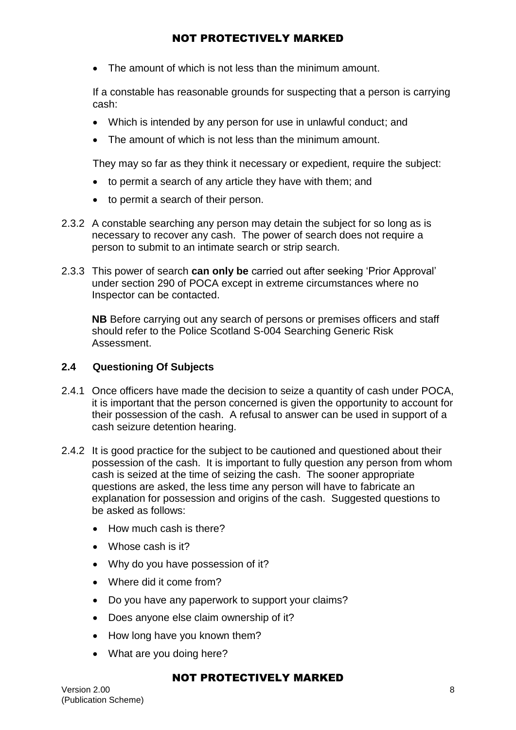- The amount of which is not less than the minimum amount.

If a constable has reasonable grounds for suspecting that a person is carrying cash:

- Which is intended by any person for use in unlawful conduct; and
- The amount of which is not less than the minimum amount.

They may so far as they think it necessary or expedient, require the subject:

- to permit a search of any article they have with them; and
- to permit a search of their person.

2.3.2 A constable searching any person may detain the subject for so long as is necessary to recover any cash. The power of search does not require a person to submit to an intimate search or strip search.

2.3.3 This power of search **can only be** carried out after seeking 'Prior Approval' under section 290 of POCA except in extreme circumstances where no Inspector can be contacted.

**NB** Before carrying out any search of persons or premises officers and staff should refer to the Police Scotland S-004 Searching Generic Risk Assessment.

## 2.4 Questioning Of Subjects

2.4.1 Once officers have made the decision to seize a quantity of cash under POCA, it is important that the person concerned is given the opportunity to account for their possession of the cash. A refusal to answer can be used in support of a cash seizure detention hearing.

2.4.2 It is good practice for the subject to be cautioned and questioned about their possession of the cash. It is important to fully question any person from whom cash is seized at the time of seizing the cash. The sooner appropriate questions are asked, the less time any person will have to fabricate an explanation for possession and origins of the cash. Suggested questions to be asked as follows:

- How much cash is there?
- Whose cash is it?
- Why do you have possession of it?
- Where did it come from?
- Do you have any paperwork to support your claims?
- Does anyone else claim ownership of it?
- How long have you known them?
- What are you doing here?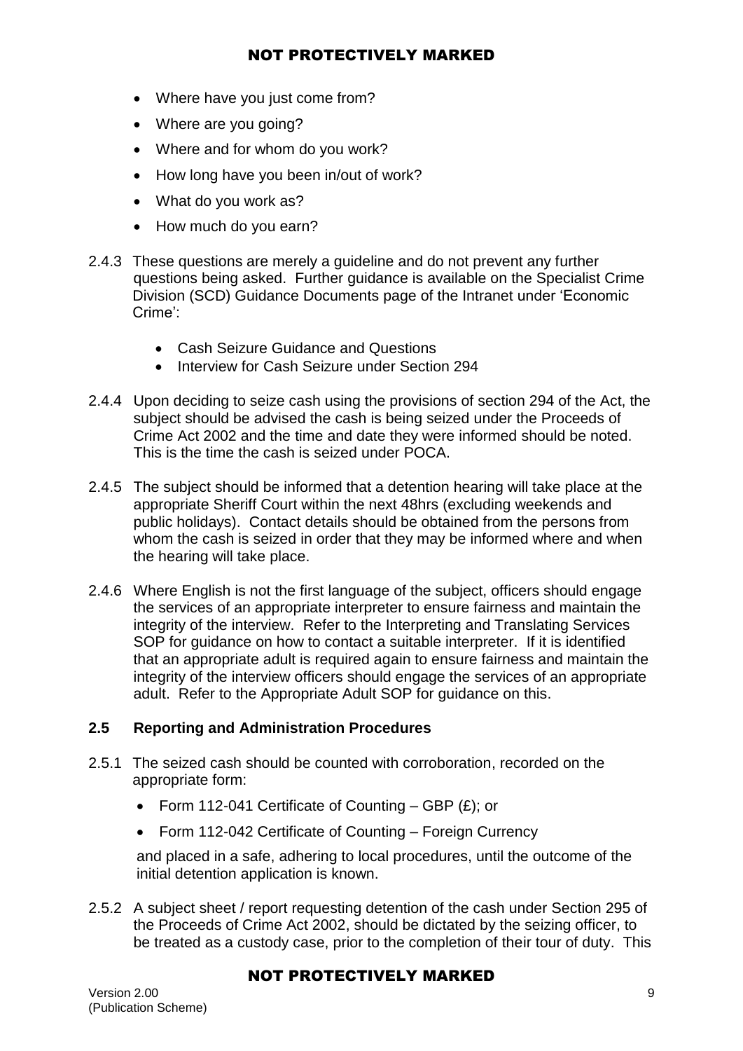- Where have you just come from?
- Where are you going?
- Where and for whom do you work?
- How long have you been in/out of work?
- What do you work as?
- How much do you earn?

2.4.3 These questions are merely a guideline and do not prevent any further questions being asked. Further guidance is available on the Specialist Crime Division (SCD) Guidance Documents page of the Intranet under 'Economic Crime':

- Cash Seizure Guidance and Questions
- Interview for Cash Seizure under Section 294

2.4.4 Upon deciding to seize cash using the provisions of section 294 of the Act, the subject should be advised the cash is being seized under the Proceeds of Crime Act 2002 and the time and date they were informed should be noted. This is the time the cash is seized under POCA.

2.4.5 The subject should be informed that a detention hearing will take place at the appropriate Sheriff Court within the next 48hrs (excluding weekends and public holidays). Contact details should be obtained from the persons from whom the cash is seized in order that they may be informed where and when the hearing will take place.

2.4.6 Where English is not the first language of the subject, officers should engage the services of an appropriate interpreter to ensure fairness and maintain the integrity of the interview. Refer to the Interpreting and Translating Services SOP for guidance on how to contact a suitable interpreter. If it is identified that an appropriate adult is required again to ensure fairness and maintain the integrity of the interview officers should engage the services of an appropriate adult. Refer to the Appropriate Adult SOP for guidance on this.

### 2.5 Reporting and Administration Procedures

2.5.1 The seized cash should be counted with corroboration, recorded on the appropriate form:

- Form 112-041 Certificate of Counting – GBP (£); or
- Form 112-042 Certificate of Counting – Foreign Currency

and placed in a safe, adhering to local procedures, until the outcome of the initial detention application is known.

2.5.2 A subject sheet / report requesting detention of the cash under Section 295 of the Proceeds of Crime Act 2002, should be dictated by the seizing officer, to be treated as a custody case, prior to the completion of their tour of duty. This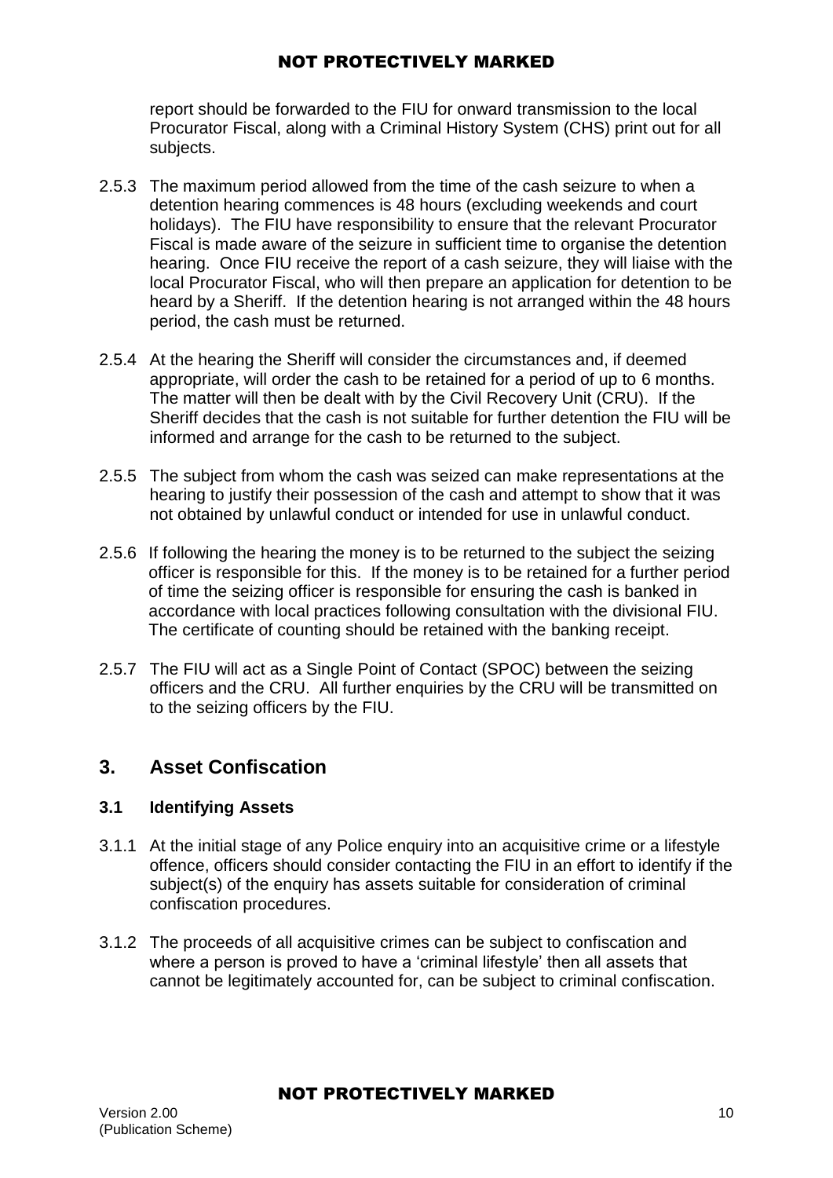report should be forwarded to the FIU for onward transmission to the local Procurator Fiscal, along with a Criminal History System (CHS) print out for all subjects.

2.5.3 The maximum period allowed from the time of the cash seizure to when a detention hearing commences is 48 hours (excluding weekends and court holidays). The FIU have responsibility to ensure that the relevant Procurator Fiscal is made aware of the seizure in sufficient time to organise the detention hearing. Once FIU receive the report of a cash seizure, they will liaise with the local Procurator Fiscal, who will then prepare an application for detention to be heard by a Sheriff. If the detention hearing is not arranged within the 48 hours period, the cash must be returned.

2.5.4 At the hearing the Sheriff will consider the circumstances and, if deemed appropriate, will order the cash to be retained for a period of up to 6 months. The matter will then be dealt with by the Civil Recovery Unit (CRU). If the Sheriff decides that the cash is not suitable for further detention the FIU will be informed and arrange for the cash to be returned to the subject.

2.5.5 The subject from whom the cash was seized can make representations at the hearing to justify their possession of the cash and attempt to show that it was not obtained by unlawful conduct or intended for use in unlawful conduct.

2.5.6 If following the hearing the money is to be returned to the subject the seizing officer is responsible for this. If the money is to be retained for a further period of time the seizing officer is responsible for ensuring the cash is banked in accordance with local practices following consultation with the divisional FIU. The certificate of counting should be retained with the banking receipt.

2.5.7 The FIU will act as a Single Point of Contact (SPOC) between the seizing officers and the CRU. All further enquiries by the CRU will be transmitted on to the seizing officers by the FIU.

## 3. Asset Confiscation

### 3.1 Identifying Assets

3.1.1 At the initial stage of any Police enquiry into an acquisitive crime or a lifestyle offence, officers should consider contacting the FIU in an effort to identify if the subject(s) of the enquiry has assets suitable for consideration of criminal confiscation procedures.

3.1.2 The proceeds of all acquisitive crimes can be subject to confiscation and where a person is proved to have a 'criminal lifestyle' then all assets that cannot be legitimately accounted for, can be subject to criminal confiscation.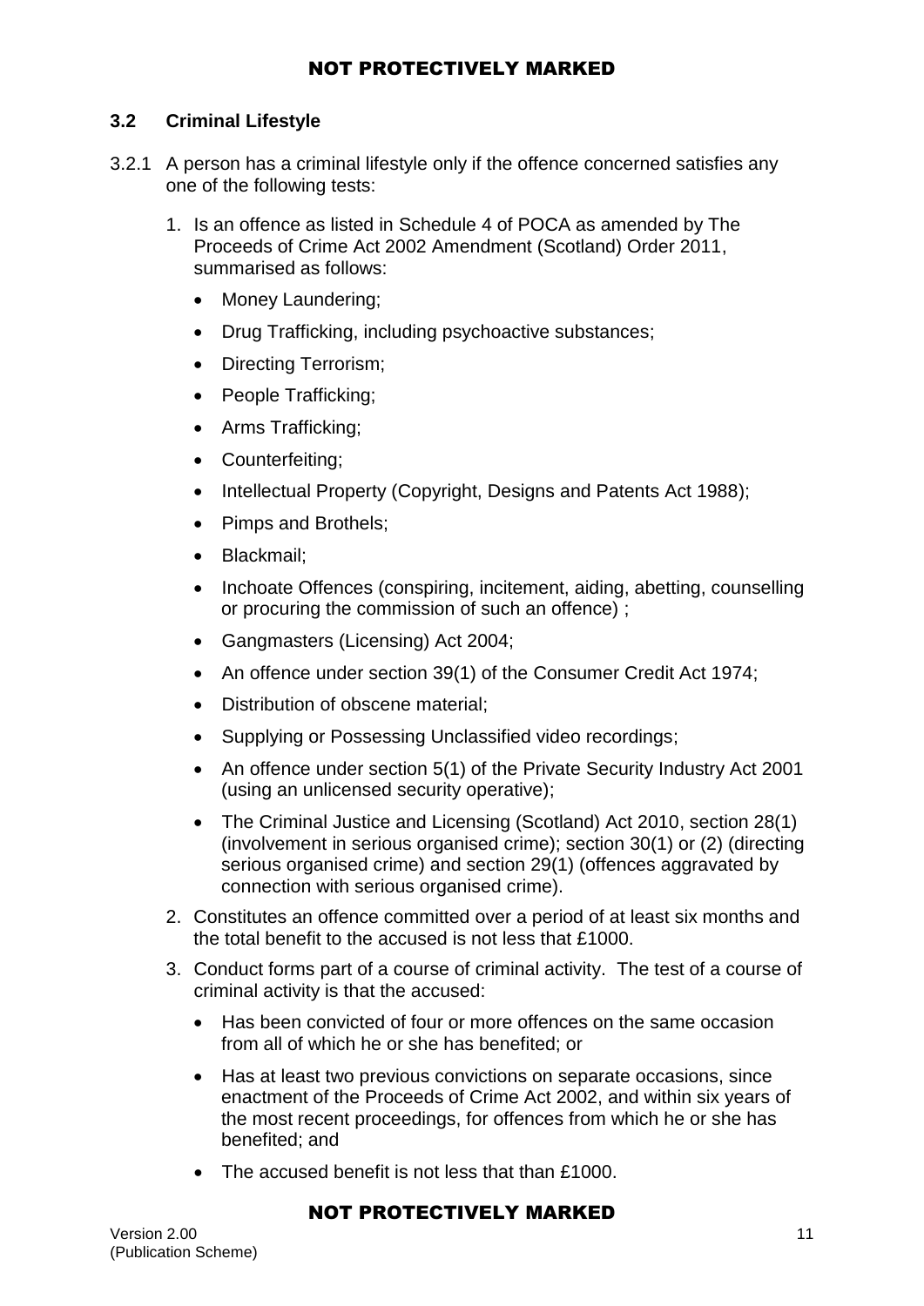### 3.2 Criminal Lifestyle

3.2.1 A person has a criminal lifestyle only if the offence concerned satisfies any one of the following tests:

1. Is an offence as listed in Schedule 4 of POCA as amended by The Proceeds of Crime Act 2002 Amendment (Scotland) Order 2011, summarised as follows:
   - Money Laundering;
   - Drug Trafficking, including psychoactive substances;
   - Directing Terrorism;
   - People Trafficking;
   - Arms Trafficking;
   - Counterfeiting;
   - Intellectual Property (Copyright, Designs and Patents Act 1988);
   - Pimps and Brothels;
   - Blackmail;
   - Inchoate Offences (conspiring, incitement, aiding, abetting, counselling or procuring the commission of such an offence) ;
   - Gangmasters (Licensing) Act 2004;
   - An offence under section 39(1) of the Consumer Credit Act 1974;
   - Distribution of obscene material;
   - Supplying or Possessing Unclassified video recordings;
   - An offence under section 5(1) of the Private Security Industry Act 2001 (using an unlicensed security operative);
   - The Criminal Justice and Licensing (Scotland) Act 2010, section 28(1) (involvement in serious organised crime); section 30(1) or (2) (directing serious organised crime) and section 29(1) (offences aggravated by connection with serious organised crime).
2. Constitutes an offence committed over a period of at least six months and the total benefit to the accused is not less that £1000.
3. Conduct forms part of a course of criminal activity. The test of a course of criminal activity is that the accused:
   - Has been convicted of four or more offences on the same occasion from all of which he or she has benefited; or
   - Has at least two previous convictions on separate occasions, since enactment of the Proceeds of Crime Act 2002, and within six years of the most recent proceedings, for offences from which he or she has benefited; and
   - The accused benefit is not less that than £1000.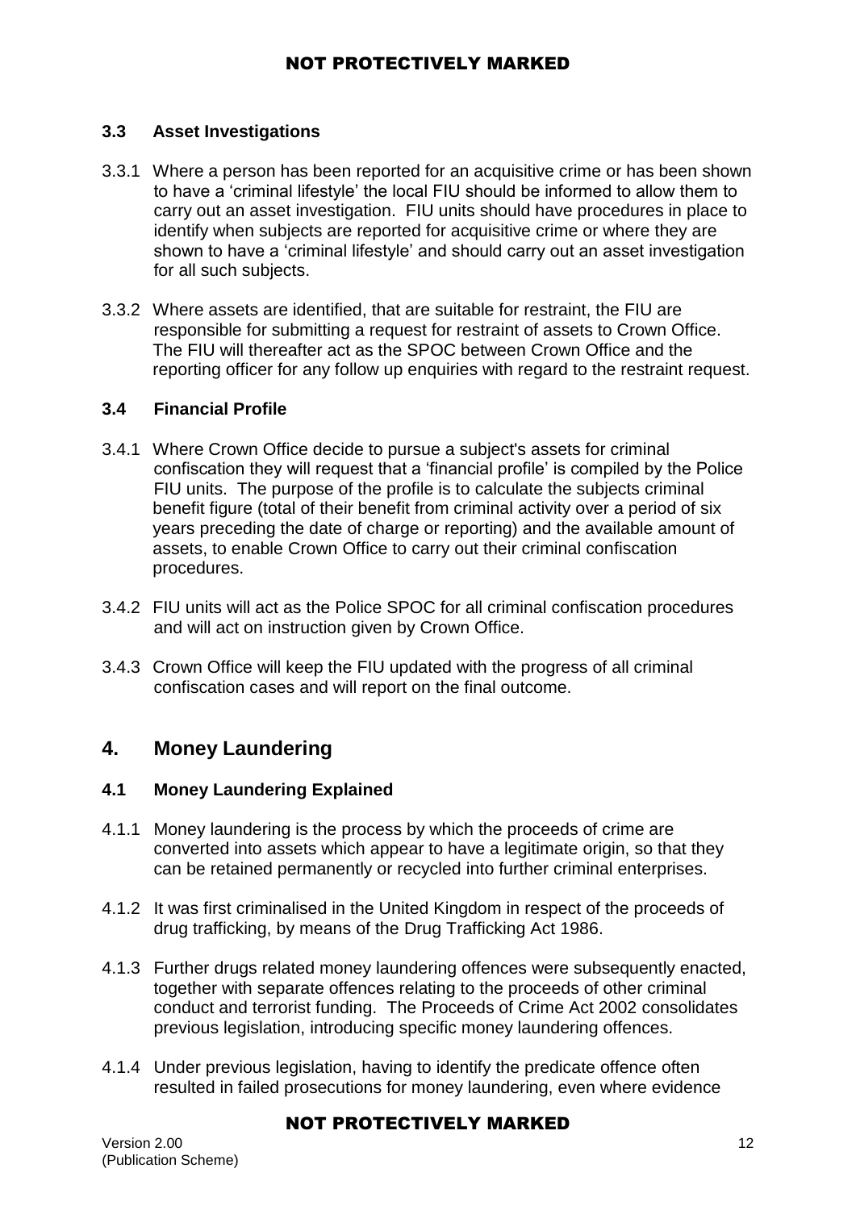### 3.3 Asset Investigations

3.3.1 Where a person has been reported for an acquisitive crime or has been shown to have a 'criminal lifestyle' the local FIU should be informed to allow them to carry out an asset investigation. FIU units should have procedures in place to identify when subjects are reported for acquisitive crime or where they are shown to have a 'criminal lifestyle' and should carry out an asset investigation for all such subjects.

3.3.2 Where assets are identified, that are suitable for restraint, the FIU are responsible for submitting a request for restraint of assets to Crown Office. The FIU will thereafter act as the SPOC between Crown Office and the reporting officer for any follow up enquiries with regard to the restraint request.

### 3.4 Financial Profile

3.4.1 Where Crown Office decide to pursue a subject's assets for criminal confiscation they will request that a 'financial profile' is compiled by the Police FIU units. The purpose of the profile is to calculate the subjects criminal benefit figure (total of their benefit from criminal activity over a period of six years preceding the date of charge or reporting) and the available amount of assets, to enable Crown Office to carry out their criminal confiscation procedures.

3.4.2 FIU units will act as the Police SPOC for all criminal confiscation procedures and will act on instruction given by Crown Office.

3.4.3 Crown Office will keep the FIU updated with the progress of all criminal confiscation cases and will report on the final outcome.

## 4. Money Laundering

### 4.1 Money Laundering Explained

4.1.1 Money laundering is the process by which the proceeds of crime are converted into assets which appear to have a legitimate origin, so that they can be retained permanently or recycled into further criminal enterprises.

4.1.2 It was first criminalised in the United Kingdom in respect of the proceeds of drug trafficking, by means of the Drug Trafficking Act 1986.

4.1.3 Further drugs related money laundering offences were subsequently enacted, together with separate offences relating to the proceeds of other criminal conduct and terrorist funding. The Proceeds of Crime Act 2002 consolidates previous legislation, introducing specific money laundering offences.

4.1.4 Under previous legislation, having to identify the predicate offence often resulted in failed prosecutions for money laundering, even where evidence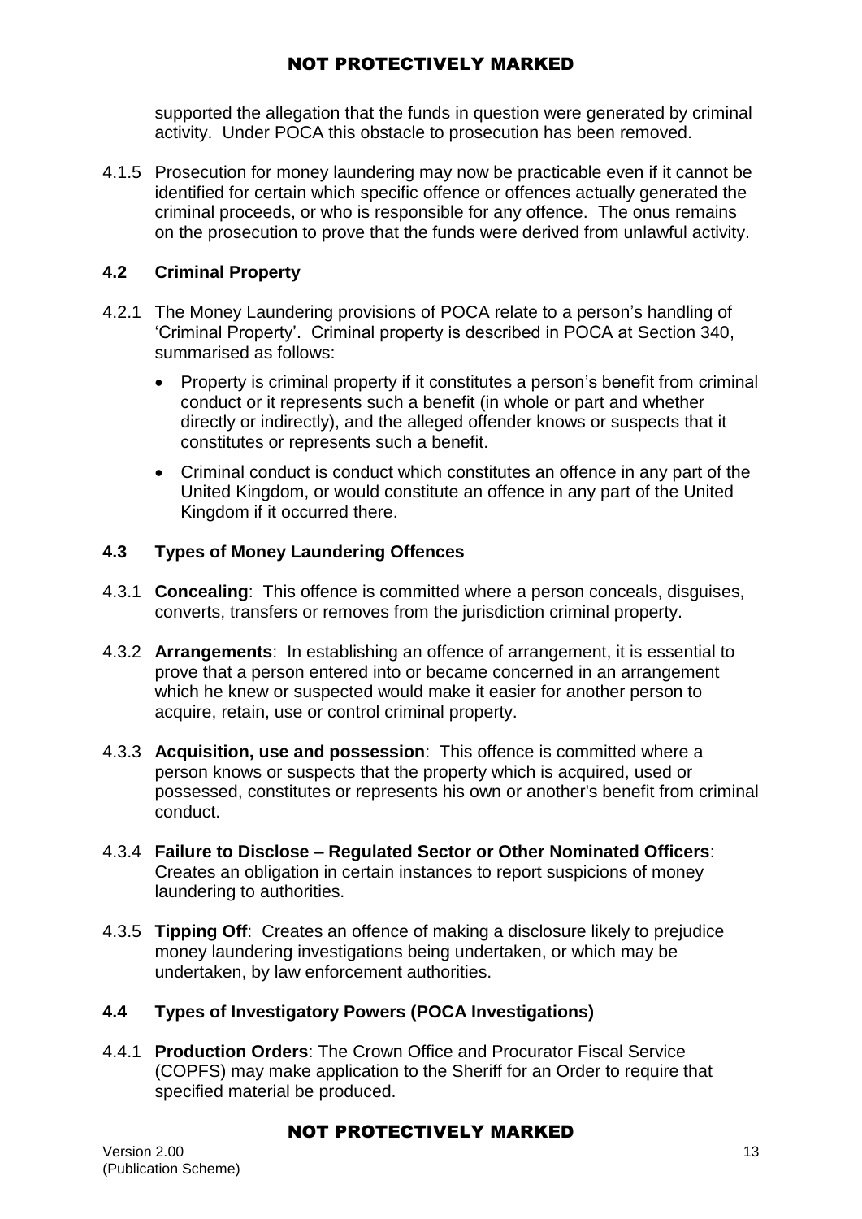supported the allegation that the funds in question were generated by criminal activity. Under POCA this obstacle to prosecution has been removed.

4.1.5 Prosecution for money laundering may now be practicable even if it cannot be identified for certain which specific offence or offences actually generated the criminal proceeds, or who is responsible for any offence. The onus remains on the prosecution to prove that the funds were derived from unlawful activity.

## 4.2 Criminal Property

4.2.1 The Money Laundering provisions of POCA relate to a person's handling of 'Criminal Property'. Criminal property is described in POCA at Section 340, summarised as follows:

- Property is criminal property if it constitutes a person's benefit from criminal conduct or it represents such a benefit (in whole or part and whether directly or indirectly), and the alleged offender knows or suspects that it constitutes or represents such a benefit.
- Criminal conduct is conduct which constitutes an offence in any part of the United Kingdom, or would constitute an offence in any part of the United Kingdom if it occurred there.

## 4.3 Types of Money Laundering Offences

4.3.1 **Concealing**: This offence is committed where a person conceals, disguises, converts, transfers or removes from the jurisdiction criminal property.

4.3.2 **Arrangements**: In establishing an offence of arrangement, it is essential to prove that a person entered into or became concerned in an arrangement which he knew or suspected would make it easier for another person to acquire, retain, use or control criminal property.

4.3.3 **Acquisition, use and possession**: This offence is committed where a person knows or suspects that the property which is acquired, used or possessed, constitutes or represents his own or another's benefit from criminal conduct.

4.3.4 **Failure to Disclose – Regulated Sector or Other Nominated Officers**: Creates an obligation in certain instances to report suspicions of money laundering to authorities.

4.3.5 **Tipping Off**: Creates an offence of making a disclosure likely to prejudice money laundering investigations being undertaken, or which may be undertaken, by law enforcement authorities.

## 4.4 Types of Investigatory Powers (POCA Investigations)

4.4.1 **Production Orders**: The Crown Office and Procurator Fiscal Service (COPFS) may make application to the Sheriff for an Order to require that specified material be produced.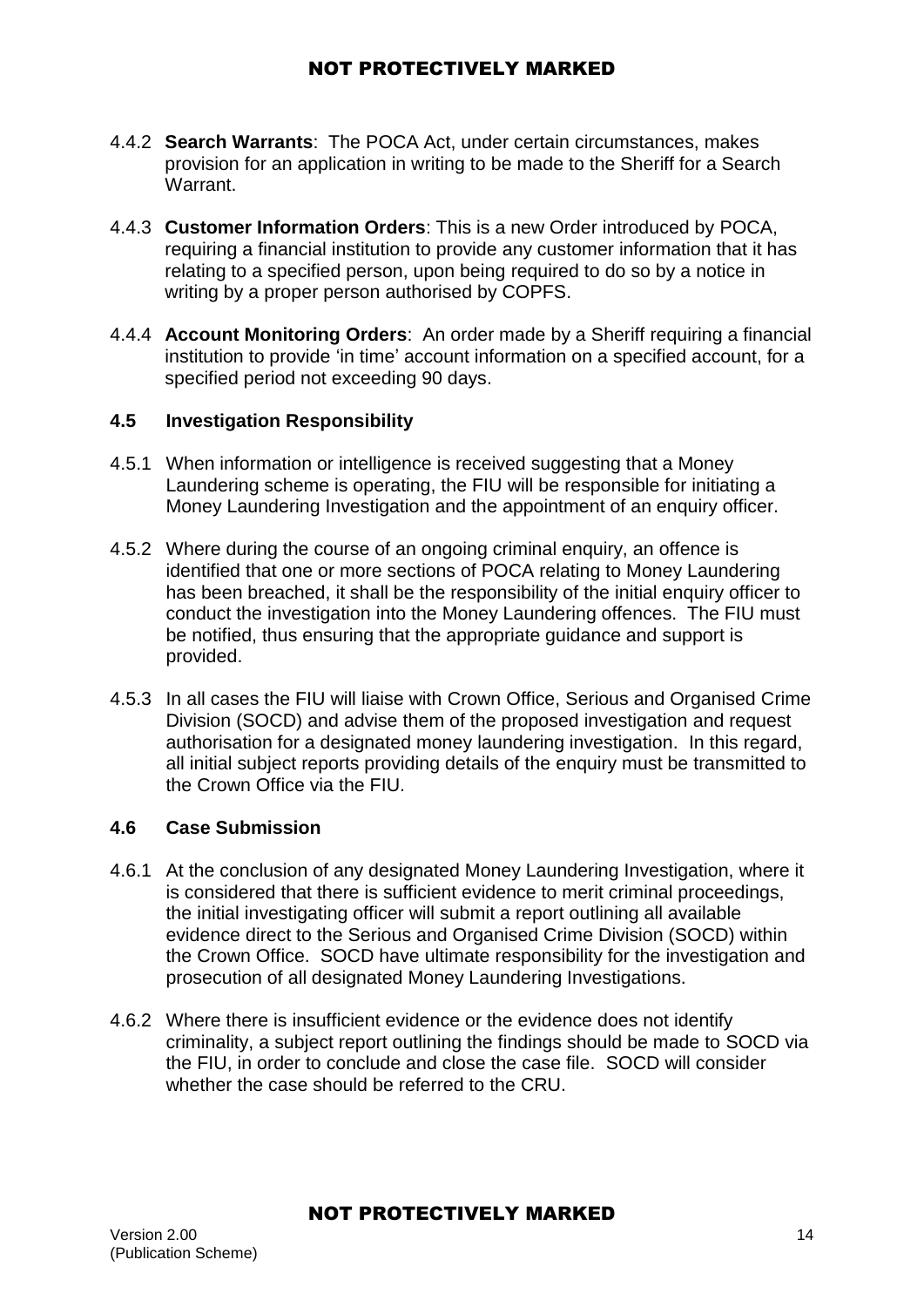4.4.2 **Search Warrants**: The POCA Act, under certain circumstances, makes provision for an application in writing to be made to the Sheriff for a Search Warrant.

4.4.3 **Customer Information Orders**: This is a new Order introduced by POCA, requiring a financial institution to provide any customer information that it has relating to a specified person, upon being required to do so by a notice in writing by a proper person authorised by COPFS.

4.4.4 **Account Monitoring Orders**: An order made by a Sheriff requiring a financial institution to provide 'in time' account information on a specified account, for a specified period not exceeding 90 days.

### 4.5 Investigation Responsibility

4.5.1 When information or intelligence is received suggesting that a Money Laundering scheme is operating, the FIU will be responsible for initiating a Money Laundering Investigation and the appointment of an enquiry officer.

4.5.2 Where during the course of an ongoing criminal enquiry, an offence is identified that one or more sections of POCA relating to Money Laundering has been breached, it shall be the responsibility of the initial enquiry officer to conduct the investigation into the Money Laundering offences. The FIU must be notified, thus ensuring that the appropriate guidance and support is provided.

4.5.3 In all cases the FIU will liaise with Crown Office, Serious and Organised Crime Division (SOCD) and advise them of the proposed investigation and request authorisation for a designated money laundering investigation. In this regard, all initial subject reports providing details of the enquiry must be transmitted to the Crown Office via the FIU.

### 4.6 Case Submission

4.6.1 At the conclusion of any designated Money Laundering Investigation, where it is considered that there is sufficient evidence to merit criminal proceedings, the initial investigating officer will submit a report outlining all available evidence direct to the Serious and Organised Crime Division (SOCD) within the Crown Office. SOCD have ultimate responsibility for the investigation and prosecution of all designated Money Laundering Investigations.

4.6.2 Where there is insufficient evidence or the evidence does not identify criminality, a subject report outlining the findings should be made to SOCD via the FIU, in order to conclude and close the case file. SOCD will consider whether the case should be referred to the CRU.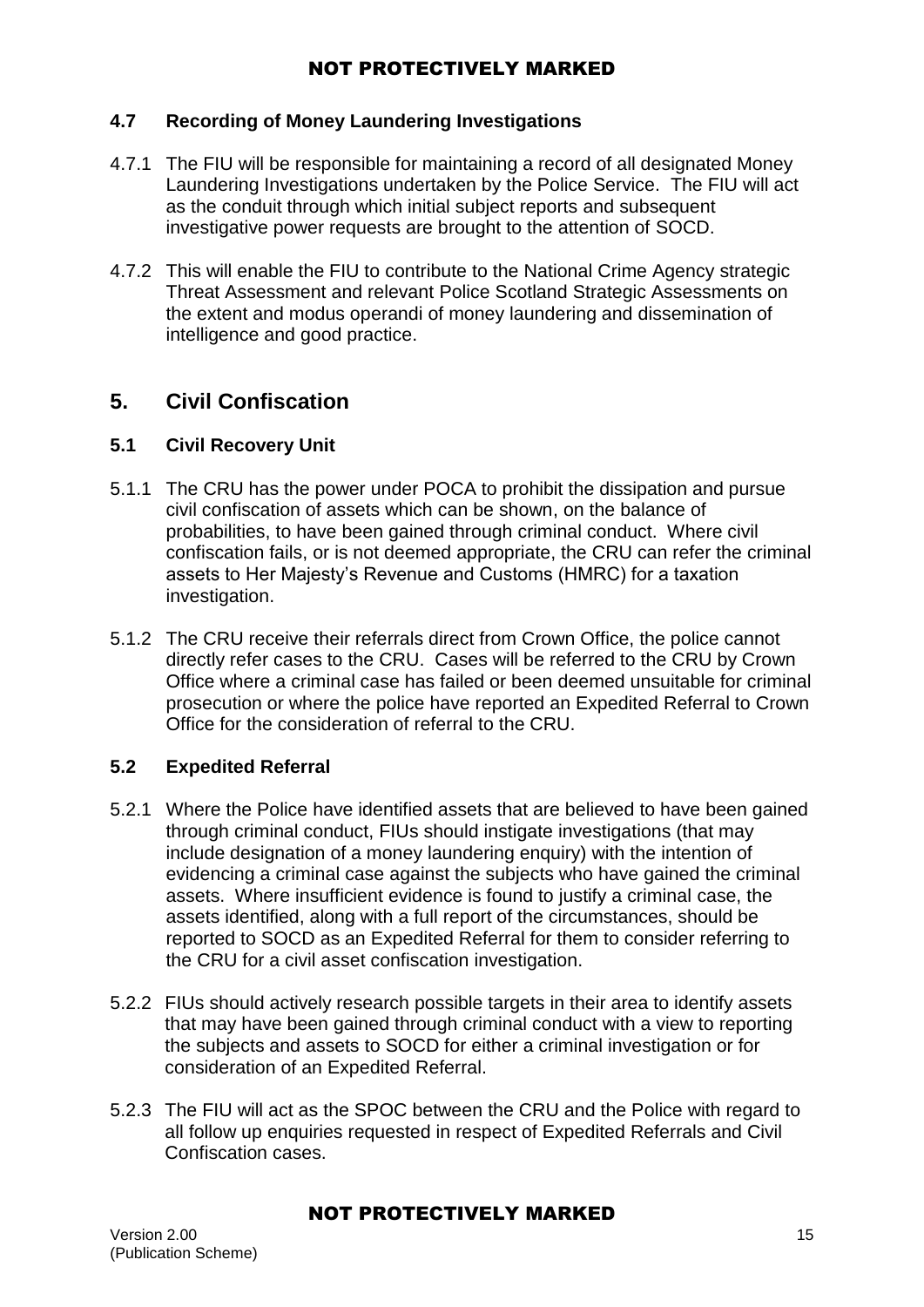### 4.7 Recording of Money Laundering Investigations

4.7.1 The FIU will be responsible for maintaining a record of all designated Money Laundering Investigations undertaken by the Police Service. The FIU will act as the conduit through which initial subject reports and subsequent investigative power requests are brought to the attention of SOCD.

4.7.2 This will enable the FIU to contribute to the National Crime Agency strategic Threat Assessment and relevant Police Scotland Strategic Assessments on the extent and modus operandi of money laundering and dissemination of intelligence and good practice.

## 5. Civil Confiscation

### 5.1 Civil Recovery Unit

5.1.1 The CRU has the power under POCA to prohibit the dissipation and pursue civil confiscation of assets which can be shown, on the balance of probabilities, to have been gained through criminal conduct. Where civil confiscation fails, or is not deemed appropriate, the CRU can refer the criminal assets to Her Majesty's Revenue and Customs (HMRC) for a taxation investigation.

5.1.2 The CRU receive their referrals direct from Crown Office, the police cannot directly refer cases to the CRU. Cases will be referred to the CRU by Crown Office where a criminal case has failed or been deemed unsuitable for criminal prosecution or where the police have reported an Expedited Referral to Crown Office for the consideration of referral to the CRU.

### 5.2 Expedited Referral

5.2.1 Where the Police have identified assets that are believed to have been gained through criminal conduct, FIUs should instigate investigations (that may include designation of a money laundering enquiry) with the intention of evidencing a criminal case against the subjects who have gained the criminal assets. Where insufficient evidence is found to justify a criminal case, the assets identified, along with a full report of the circumstances, should be reported to SOCD as an Expedited Referral for them to consider referring to the CRU for a civil asset confiscation investigation.

5.2.2 FIUs should actively research possible targets in their area to identify assets that may have been gained through criminal conduct with a view to reporting the subjects and assets to SOCD for either a criminal investigation or for consideration of an Expedited Referral.

5.2.3 The FIU will act as the SPOC between the CRU and the Police with regard to all follow up enquiries requested in respect of Expedited Referrals and Civil Confiscation cases.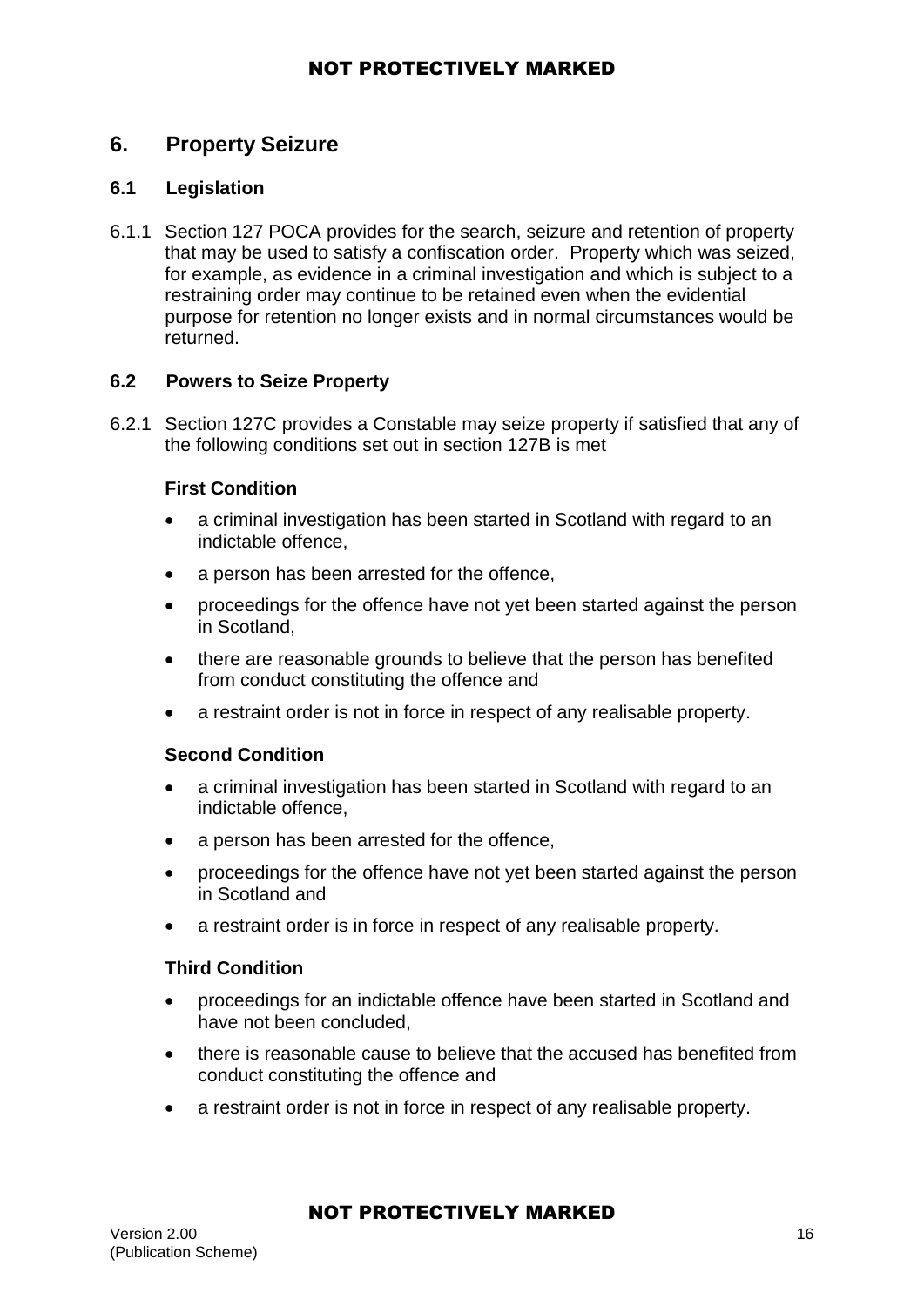## 6. Property Seizure

### 6.1 Legislation

6.1.1 Section 127 POCA provides for the search, seizure and retention of property that may be used to satisfy a confiscation order. Property which was seized, for example, as evidence in a criminal investigation and which is subject to a restraining order may continue to be retained even when the evidential purpose for retention no longer exists and in normal circumstances would be returned.

### 6.2 Powers to Seize Property

6.2.1 Section 127C provides a Constable may seize property if satisfied that any of the following conditions set out in section 127B is met

**First Condition**

- a criminal investigation has been started in Scotland with regard to an indictable offence,
- a person has been arrested for the offence,
- proceedings for the offence have not yet been started against the person in Scotland,
- there are reasonable grounds to believe that the person has benefited from conduct constituting the offence and
- a restraint order is not in force in respect of any realisable property.

**Second Condition**

- a criminal investigation has been started in Scotland with regard to an indictable offence,
- a person has been arrested for the offence,
- proceedings for the offence have not yet been started against the person in Scotland and
- a restraint order is in force in respect of any realisable property.

**Third Condition**

- proceedings for an indictable offence have been started in Scotland and have not been concluded,
- there is reasonable cause to believe that the accused has benefited from conduct constituting the offence and
- a restraint order is not in force in respect of any realisable property.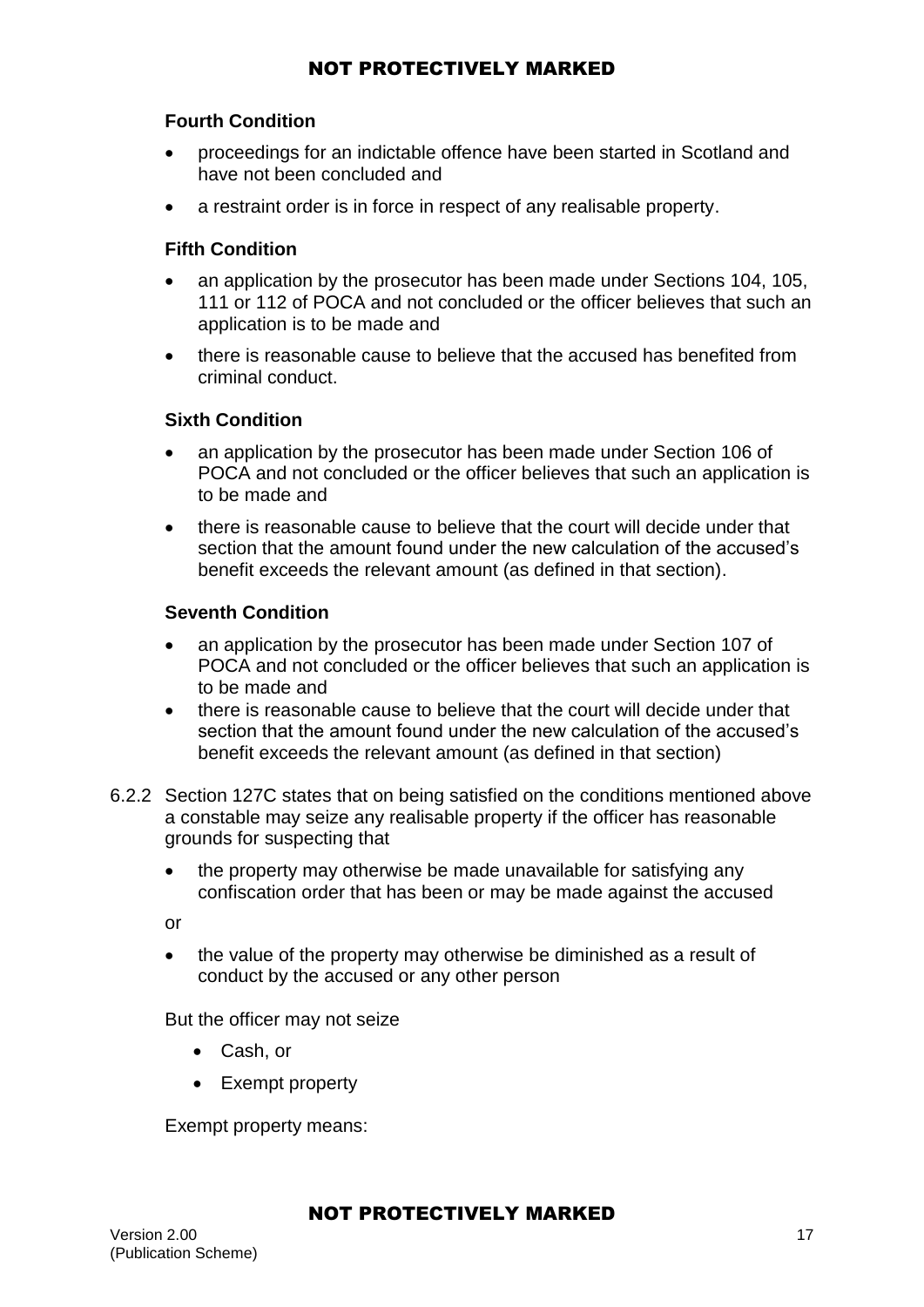**Fourth Condition**

- proceedings for an indictable offence have been started in Scotland and have not been concluded and
- a restraint order is in force in respect of any realisable property.

**Fifth Condition**

- an application by the prosecutor has been made under Sections 104, 105, 111 or 112 of POCA and not concluded or the officer believes that such an application is to be made and
- there is reasonable cause to believe that the accused has benefited from criminal conduct.

**Sixth Condition**

- an application by the prosecutor has been made under Section 106 of POCA and not concluded or the officer believes that such an application is to be made and
- there is reasonable cause to believe that the court will decide under that section that the amount found under the new calculation of the accused's benefit exceeds the relevant amount (as defined in that section).

**Seventh Condition**

- an application by the prosecutor has been made under Section 107 of POCA and not concluded or the officer believes that such an application is to be made and
- there is reasonable cause to believe that the court will decide under that section that the amount found under the new calculation of the accused's benefit exceeds the relevant amount (as defined in that section)

6.2.2 Section 127C states that on being satisfied on the conditions mentioned above a constable may seize any realisable property if the officer has reasonable grounds for suspecting that

- the property may otherwise be made unavailable for satisfying any confiscation order that has been or may be made against the accused

or

- the value of the property may otherwise be diminished as a result of conduct by the accused or any other person

But the officer may not seize

- Cash, or
- Exempt property

Exempt property means: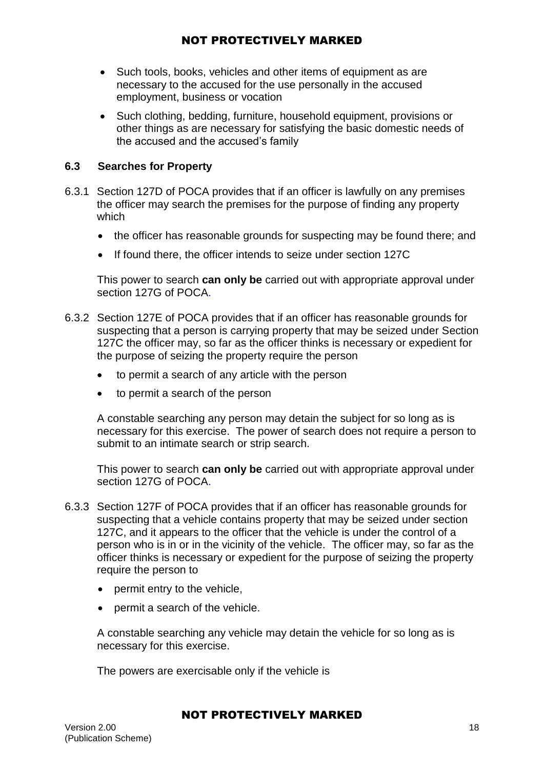- Such tools, books, vehicles and other items of equipment as are necessary to the accused for the use personally in the accused employment, business or vocation
- Such clothing, bedding, furniture, household equipment, provisions or other things as are necessary for satisfying the basic domestic needs of the accused and the accused's family

### 6.3 Searches for Property

6.3.1 Section 127D of POCA provides that if an officer is lawfully on any premises the officer may search the premises for the purpose of finding any property which

- the officer has reasonable grounds for suspecting may be found there; and
- If found there, the officer intends to seize under section 127C

This power to search **can only be** carried out with appropriate approval under section 127G of POCA.

6.3.2 Section 127E of POCA provides that if an officer has reasonable grounds for suspecting that a person is carrying property that may be seized under Section 127C the officer may, so far as the officer thinks is necessary or expedient for the purpose of seizing the property require the person

- to permit a search of any article with the person
- to permit a search of the person

A constable searching any person may detain the subject for so long as is necessary for this exercise. The power of search does not require a person to submit to an intimate search or strip search.

This power to search **can only be** carried out with appropriate approval under section 127G of POCA.

6.3.3 Section 127F of POCA provides that if an officer has reasonable grounds for suspecting that a vehicle contains property that may be seized under section 127C, and it appears to the officer that the vehicle is under the control of a person who is in or in the vicinity of the vehicle. The officer may, so far as the officer thinks is necessary or expedient for the purpose of seizing the property require the person to

- permit entry to the vehicle,
- permit a search of the vehicle.

A constable searching any vehicle may detain the vehicle for so long as is necessary for this exercise.

The powers are exercisable only if the vehicle is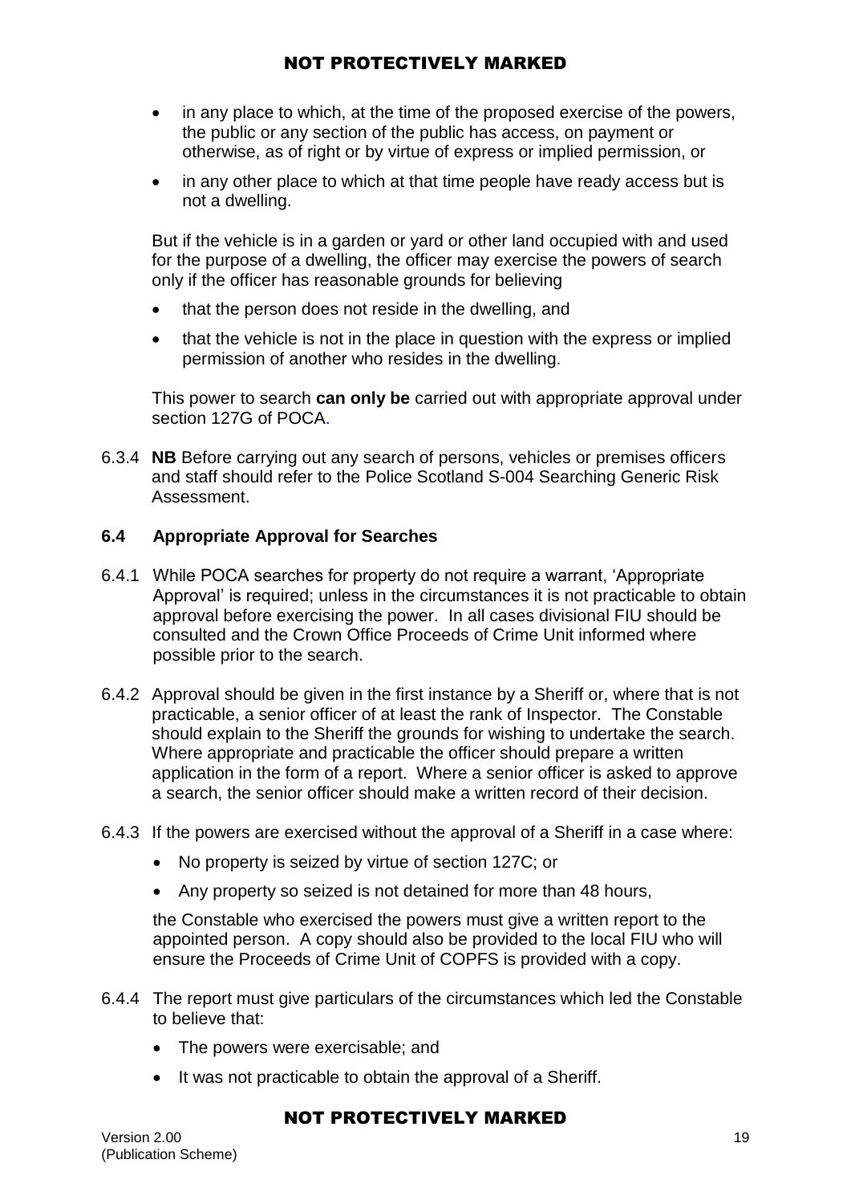- in any place to which, at the time of the proposed exercise of the powers, the public or any section of the public has access, on payment or otherwise, as of right or by virtue of express or implied permission, or
- in any other place to which at that time people have ready access but is not a dwelling.

But if the vehicle is in a garden or yard or other land occupied with and used for the purpose of a dwelling, the officer may exercise the powers of search only if the officer has reasonable grounds for believing

- that the person does not reside in the dwelling, and
- that the vehicle is not in the place in question with the express or implied permission of another who resides in the dwelling.

This power to search **can only be** carried out with appropriate approval under section 127G of POCA.

6.3.4 **NB** Before carrying out any search of persons, vehicles or premises officers and staff should refer to the Police Scotland S-004 Searching Generic Risk Assessment.

### 6.4 Appropriate Approval for Searches

6.4.1 While POCA searches for property do not require a warrant, 'Appropriate Approval' is required; unless in the circumstances it is not practicable to obtain approval before exercising the power. In all cases divisional FIU should be consulted and the Crown Office Proceeds of Crime Unit informed where possible prior to the search.

6.4.2 Approval should be given in the first instance by a Sheriff or, where that is not practicable, a senior officer of at least the rank of Inspector. The Constable should explain to the Sheriff the grounds for wishing to undertake the search. Where appropriate and practicable the officer should prepare a written application in the form of a report. Where a senior officer is asked to approve a search, the senior officer should make a written record of their decision.

6.4.3 If the powers are exercised without the approval of a Sheriff in a case where:

- No property is seized by virtue of section 127C; or
- Any property so seized is not detained for more than 48 hours,

the Constable who exercised the powers must give a written report to the appointed person. A copy should also be provided to the local FIU who will ensure the Proceeds of Crime Unit of COPFS is provided with a copy.

6.4.4 The report must give particulars of the circumstances which led the Constable to believe that:

- The powers were exercisable; and
- It was not practicable to obtain the approval of a Sheriff.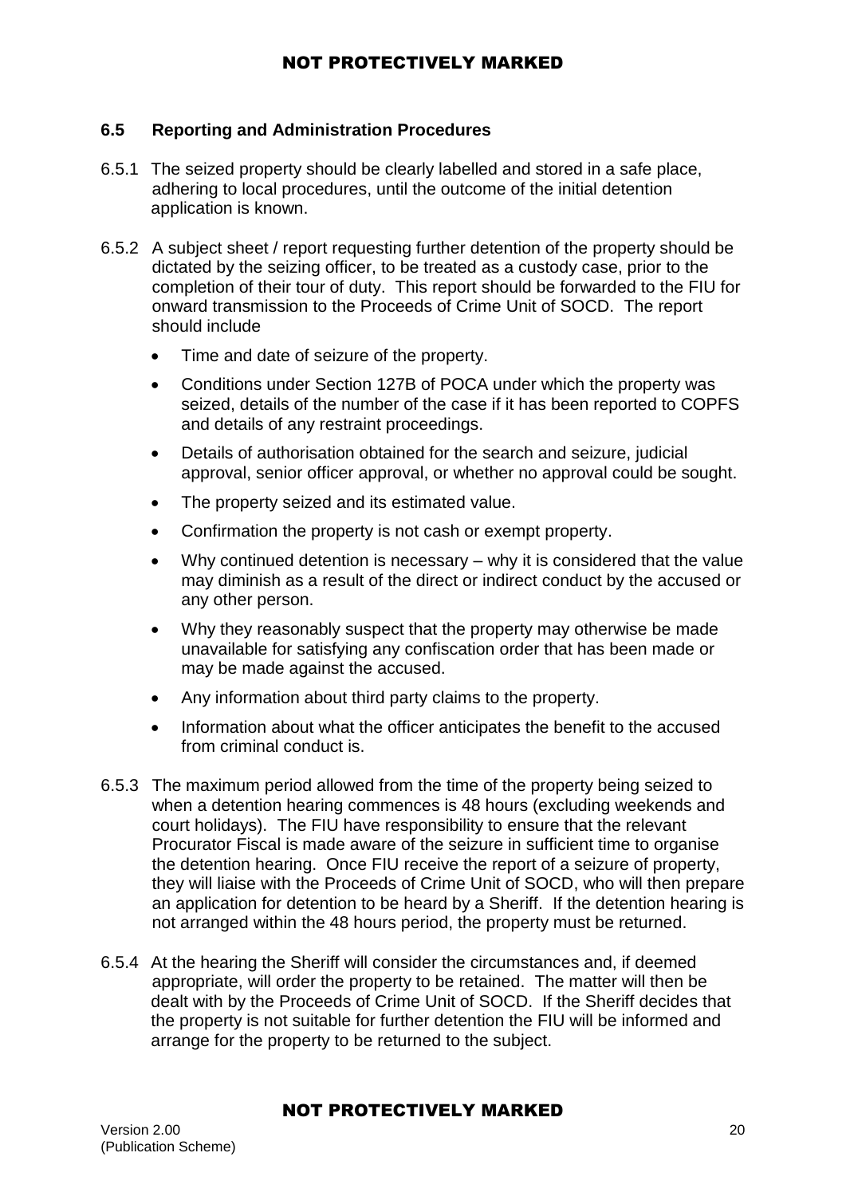### 6.5 Reporting and Administration Procedures

6.5.1 The seized property should be clearly labelled and stored in a safe place, adhering to local procedures, until the outcome of the initial detention application is known.

6.5.2 A subject sheet / report requesting further detention of the property should be dictated by the seizing officer, to be treated as a custody case, prior to the completion of their tour of duty. This report should be forwarded to the FIU for onward transmission to the Proceeds of Crime Unit of SOCD. The report should include

- Time and date of seizure of the property.
- Conditions under Section 127B of POCA under which the property was seized, details of the number of the case if it has been reported to COPFS and details of any restraint proceedings.
- Details of authorisation obtained for the search and seizure, judicial approval, senior officer approval, or whether no approval could be sought.
- The property seized and its estimated value.
- Confirmation the property is not cash or exempt property.
- Why continued detention is necessary – why it is considered that the value may diminish as a result of the direct or indirect conduct by the accused or any other person.
- Why they reasonably suspect that the property may otherwise be made unavailable for satisfying any confiscation order that has been made or may be made against the accused.
- Any information about third party claims to the property.
- Information about what the officer anticipates the benefit to the accused from criminal conduct is.

6.5.3 The maximum period allowed from the time of the property being seized to when a detention hearing commences is 48 hours (excluding weekends and court holidays). The FIU have responsibility to ensure that the relevant Procurator Fiscal is made aware of the seizure in sufficient time to organise the detention hearing. Once FIU receive the report of a seizure of property, they will liaise with the Proceeds of Crime Unit of SOCD, who will then prepare an application for detention to be heard by a Sheriff. If the detention hearing is not arranged within the 48 hours period, the property must be returned.

6.5.4 At the hearing the Sheriff will consider the circumstances and, if deemed appropriate, will order the property to be retained. The matter will then be dealt with by the Proceeds of Crime Unit of SOCD. If the Sheriff decides that the property is not suitable for further detention the FIU will be informed and arrange for the property to be returned to the subject.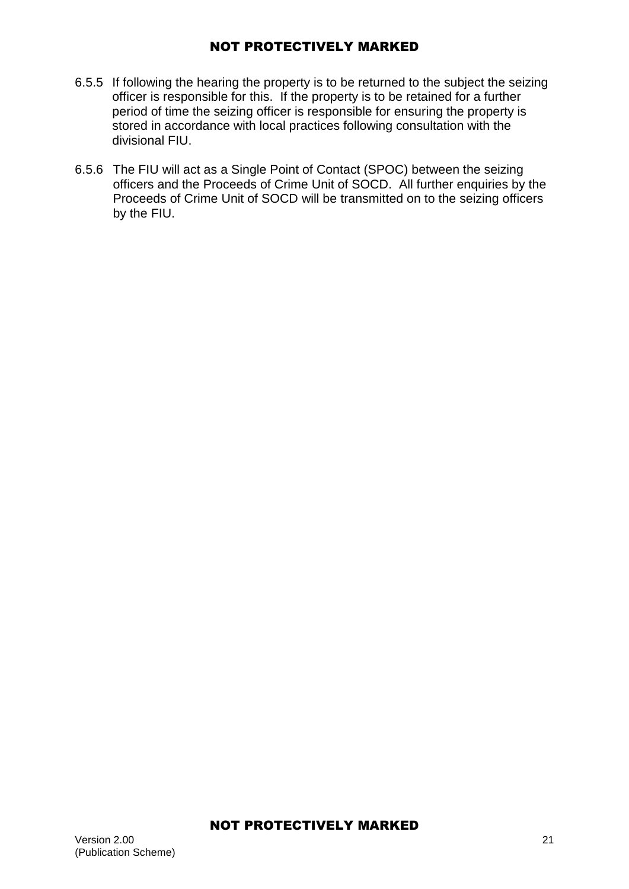6.5.5 If following the hearing the property is to be returned to the subject the seizing officer is responsible for this. If the property is to be retained for a further period of time the seizing officer is responsible for ensuring the property is stored in accordance with local practices following consultation with the divisional FIU.

6.5.6 The FIU will act as a Single Point of Contact (SPOC) between the seizing officers and the Proceeds of Crime Unit of SOCD. All further enquiries by the Proceeds of Crime Unit of SOCD will be transmitted on to the seizing officers by the FIU.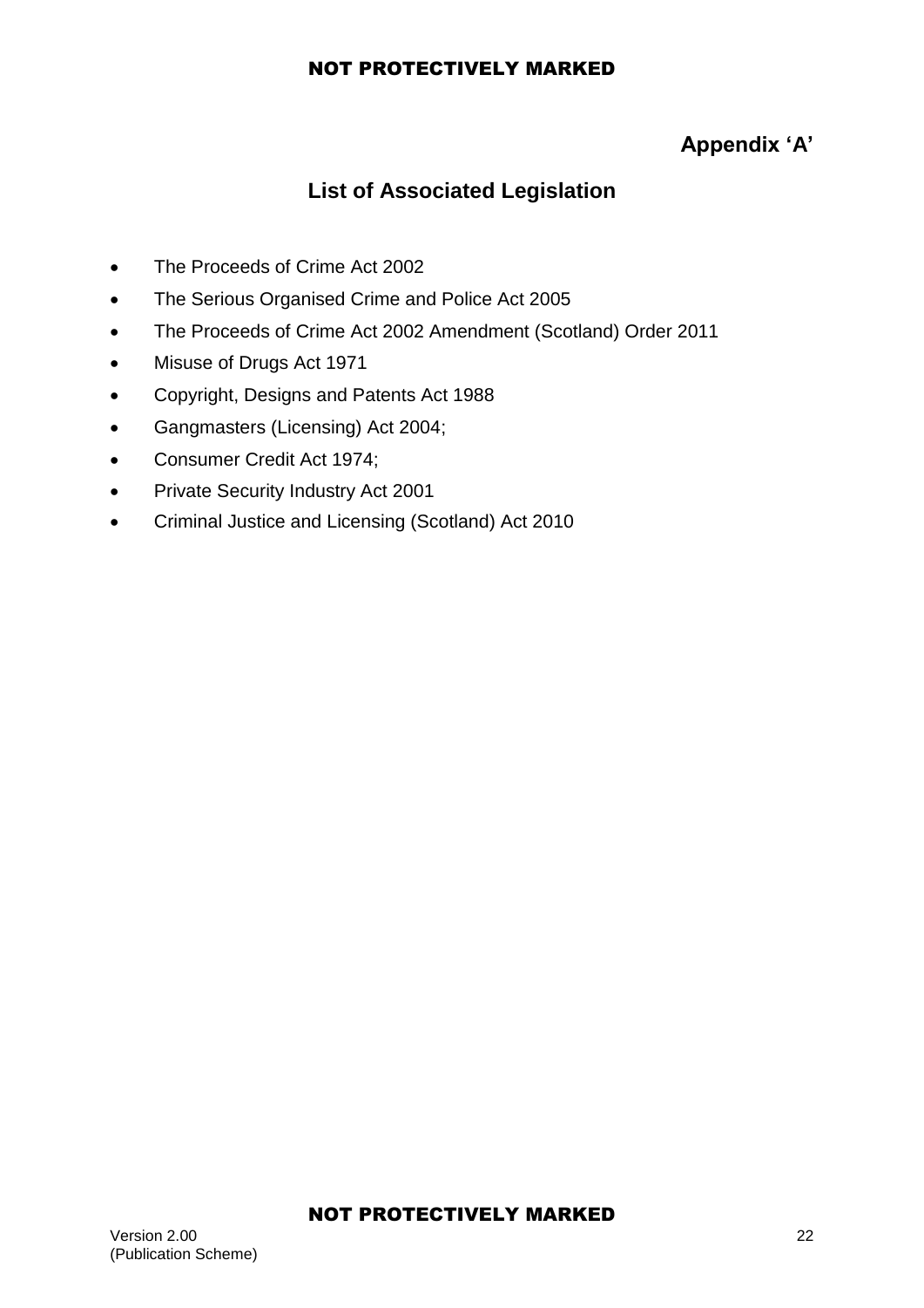**Appendix ‘A’**

## List of Associated Legislation

- The Proceeds of Crime Act 2002
- The Serious Organised Crime and Police Act 2005
- The Proceeds of Crime Act 2002 Amendment (Scotland) Order 2011
- Misuse of Drugs Act 1971
- Copyright, Designs and Patents Act 1988
- Gangmasters (Licensing) Act 2004;
- Consumer Credit Act 1974;
- Private Security Industry Act 2001
- Criminal Justice and Licensing (Scotland) Act 2010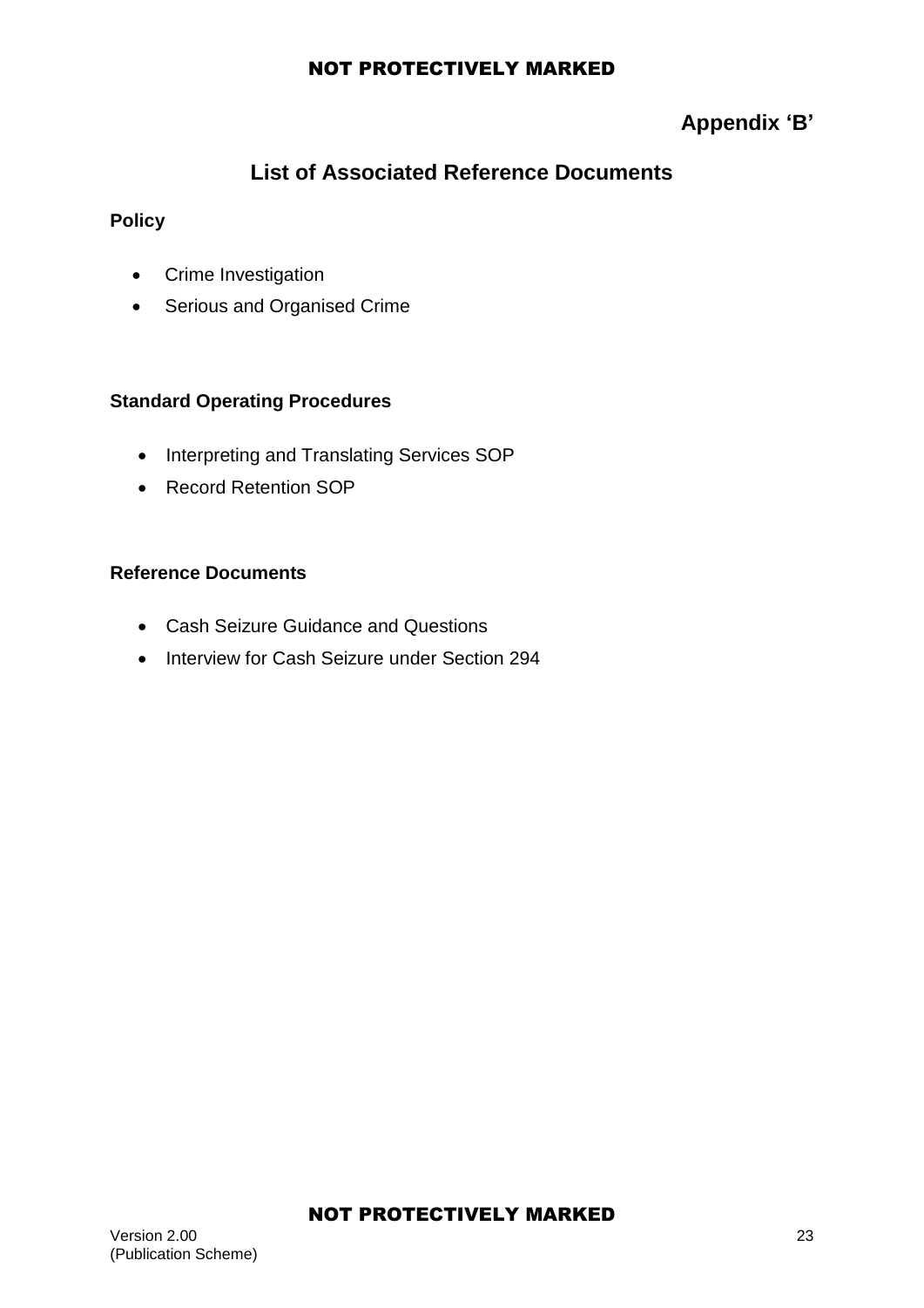**Appendix 'B'**

## List of Associated Reference Documents

**Policy**

- Crime Investigation
- Serious and Organised Crime

**Standard Operating Procedures**

- Interpreting and Translating Services SOP
- Record Retention SOP

**Reference Documents**

- Cash Seizure Guidance and Questions
- Interview for Cash Seizure under Section 294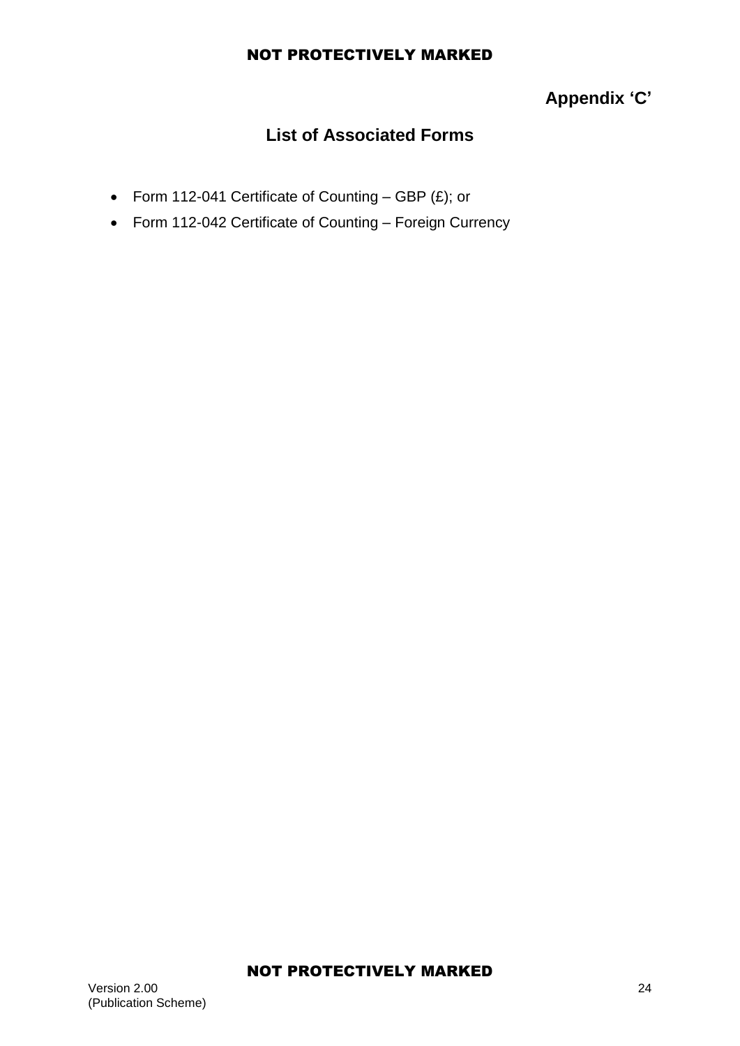**Appendix 'C'**

## List of Associated Forms

- Form 112-041 Certificate of Counting – GBP (£); or
- Form 112-042 Certificate of Counting – Foreign Currency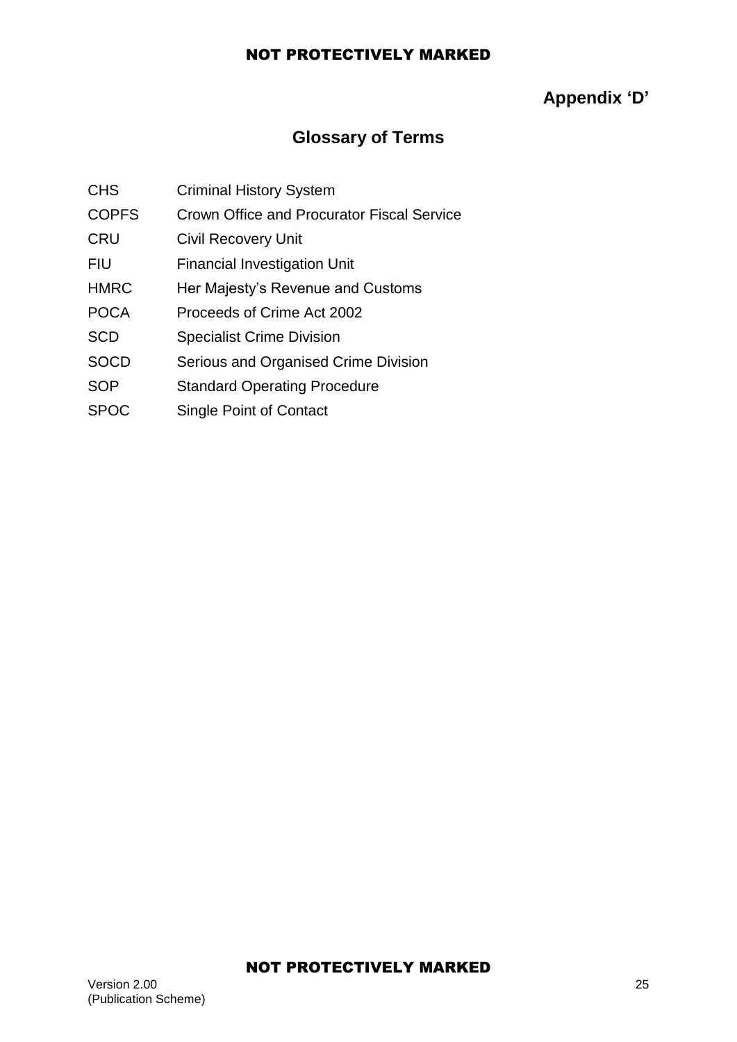**Appendix 'D'**

## Glossary of Terms

| | |
|---|---|
| CHS | Criminal History System |
| COPFS | Crown Office and Procurator Fiscal Service |
| CRU | Civil Recovery Unit |
| FIU | Financial Investigation Unit |
| HMRC | Her Majesty's Revenue and Customs |
| POCA | Proceeds of Crime Act 2002 |
| SCD | Specialist Crime Division |
| SOCD | Serious and Organised Crime Division |
| SOP | Standard Operating Procedure |
| SPOC | Single Point of Contact |